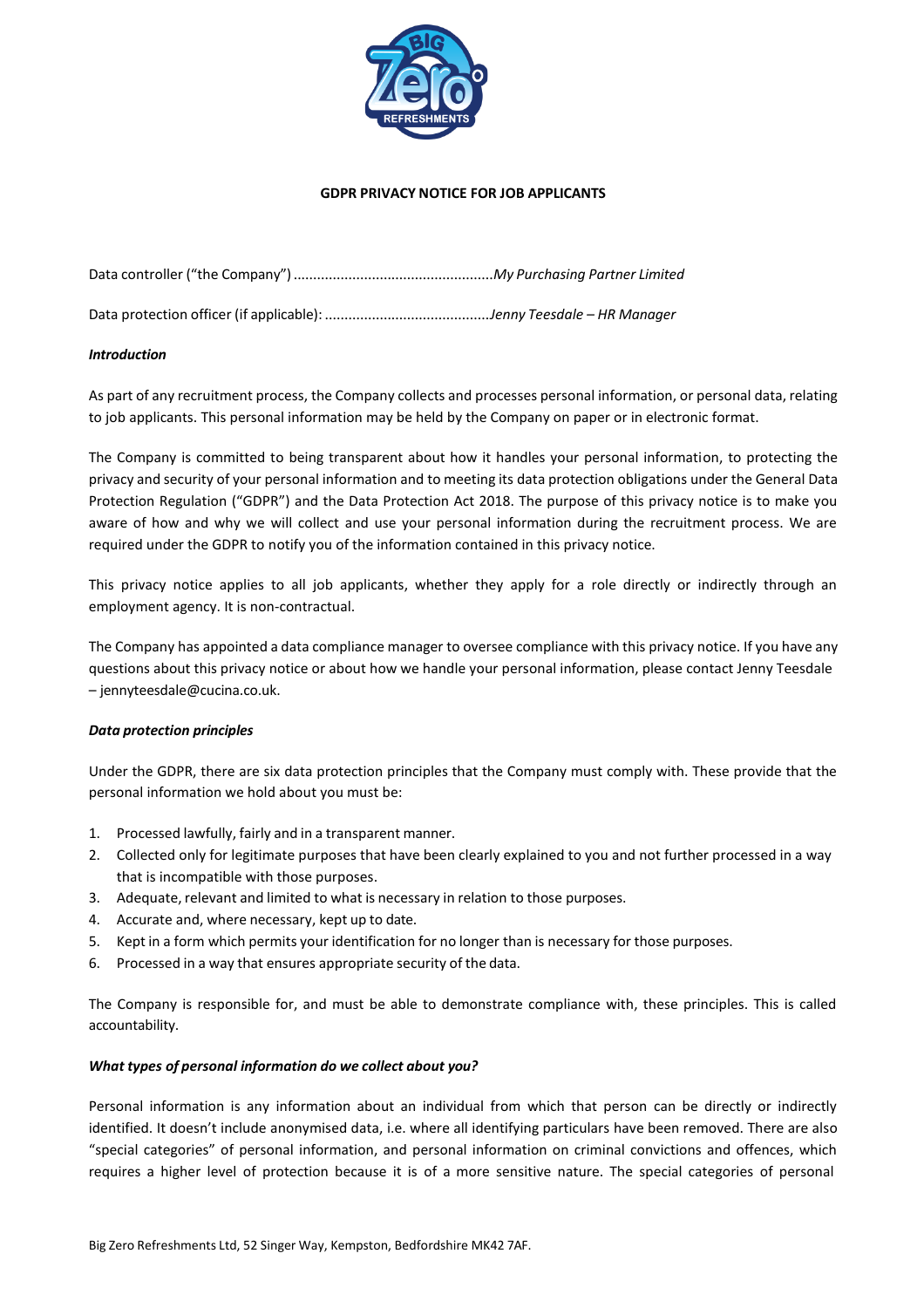# GDPR PRIVACY NOTICE FOR JOB APPLICANTS

Data controller ("the Company") ..................................................*My Purchasing Partner Limited*

Data protection officer (if applicable): ..........................................*Jenny Teesdale – HR Manager*

***Introduction***

As part of any recruitment process, the Company collects and processes personal information, or personal data, relating to job applicants. This personal information may be held by the Company on paper or in electronic format.

The Company is committed to being transparent about how it handles your personal information, to protecting the privacy and security of your personal information and to meeting its data protection obligations under the General Data Protection Regulation ("GDPR") and the Data Protection Act 2018. The purpose of this privacy notice is to make you aware of how and why we will collect and use your personal information during the recruitment process. We are required under the GDPR to notify you of the information contained in this privacy notice.

This privacy notice applies to all job applicants, whether they apply for a role directly or indirectly through an employment agency. It is non-contractual.

The Company has appointed a data compliance manager to oversee compliance with this privacy notice. If you have any questions about this privacy notice or about how we handle your personal information, please contact Jenny Teesdale – jennyteesdale@cucina.co.uk.

***Data protection principles***

Under the GDPR, there are six data protection principles that the Company must comply with. These provide that the personal information we hold about you must be:

1. Processed lawfully, fairly and in a transparent manner.
2. Collected only for legitimate purposes that have been clearly explained to you and not further processed in a way that is incompatible with those purposes.
3. Adequate, relevant and limited to what is necessary in relation to those purposes.
4. Accurate and, where necessary, kept up to date.
5. Kept in a form which permits your identification for no longer than is necessary for those purposes.
6. Processed in a way that ensures appropriate security of the data.

The Company is responsible for, and must be able to demonstrate compliance with, these principles. This is called accountability.

***What types of personal information do we collect about you?***

Personal information is any information about an individual from which that person can be directly or indirectly identified. It doesn't include anonymised data, i.e. where all identifying particulars have been removed. There are also "special categories" of personal information, and personal information on criminal convictions and offences, which requires a higher level of protection because it is of a more sensitive nature. The special categories of personal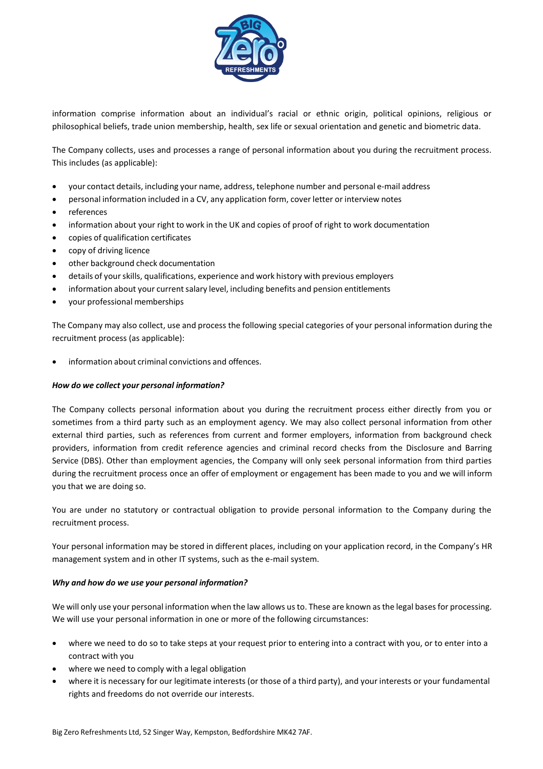information comprise information about an individual's racial or ethnic origin, political opinions, religious or philosophical beliefs, trade union membership, health, sex life or sexual orientation and genetic and biometric data.

The Company collects, uses and processes a range of personal information about you during the recruitment process. This includes (as applicable):

- your contact details, including your name, address, telephone number and personal e-mail address
- personal information included in a CV, any application form, cover letter or interview notes
- references
- information about your right to work in the UK and copies of proof of right to work documentation
- copies of qualification certificates
- copy of driving licence
- other background check documentation
- details of your skills, qualifications, experience and work history with previous employers
- information about your current salary level, including benefits and pension entitlements
- your professional memberships

The Company may also collect, use and process the following special categories of your personal information during the recruitment process (as applicable):

- information about criminal convictions and offences.

***How do we collect your personal information?***

The Company collects personal information about you during the recruitment process either directly from you or sometimes from a third party such as an employment agency. We may also collect personal information from other external third parties, such as references from current and former employers, information from background check providers, information from credit reference agencies and criminal record checks from the Disclosure and Barring Service (DBS). Other than employment agencies, the Company will only seek personal information from third parties during the recruitment process once an offer of employment or engagement has been made to you and we will inform you that we are doing so.

You are under no statutory or contractual obligation to provide personal information to the Company during the recruitment process.

Your personal information may be stored in different places, including on your application record, in the Company's HR management system and in other IT systems, such as the e-mail system.

***Why and how do we use your personal information?***

We will only use your personal information when the law allows us to. These are known as the legal bases for processing. We will use your personal information in one or more of the following circumstances:

- where we need to do so to take steps at your request prior to entering into a contract with you, or to enter into a contract with you
- where we need to comply with a legal obligation
- where it is necessary for our legitimate interests (or those of a third party), and your interests or your fundamental rights and freedoms do not override our interests.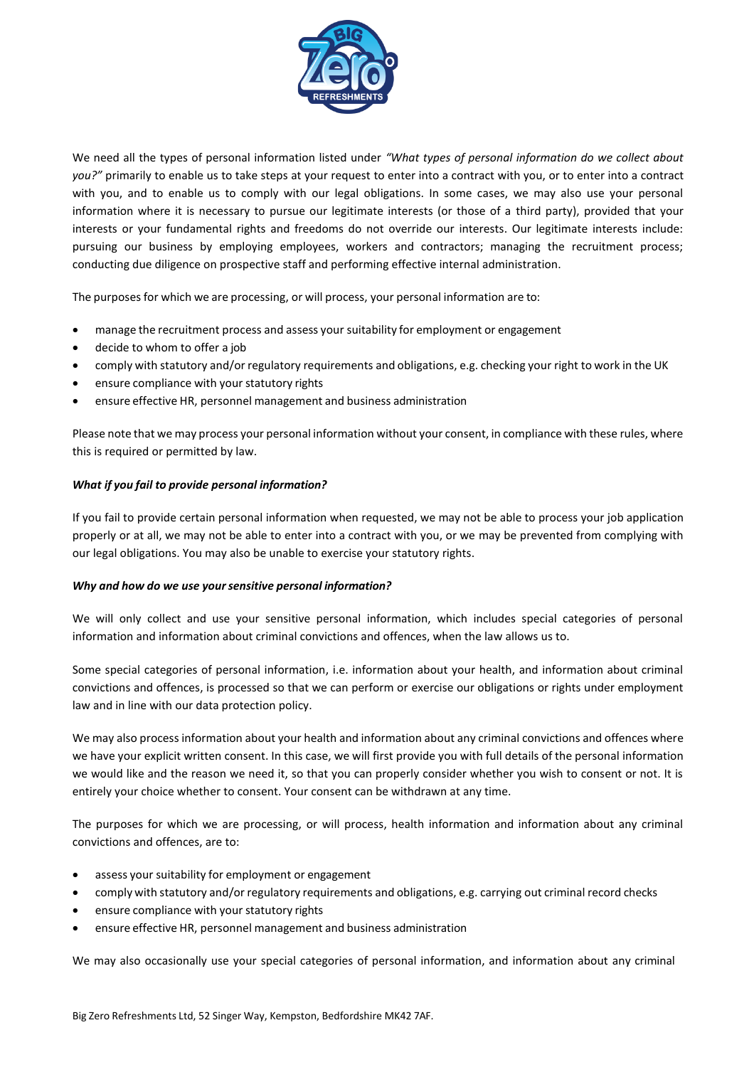We need all the types of personal information listed under *"What types of personal information do we collect about you?"* primarily to enable us to take steps at your request to enter into a contract with you, or to enter into a contract with you, and to enable us to comply with our legal obligations. In some cases, we may also use your personal information where it is necessary to pursue our legitimate interests (or those of a third party), provided that your interests or your fundamental rights and freedoms do not override our interests. Our legitimate interests include: pursuing our business by employing employees, workers and contractors; managing the recruitment process; conducting due diligence on prospective staff and performing effective internal administration.

The purposes for which we are processing, or will process, your personal information are to:

- manage the recruitment process and assess your suitability for employment or engagement
- decide to whom to offer a job
- comply with statutory and/or regulatory requirements and obligations, e.g. checking your right to work in the UK
- ensure compliance with your statutory rights
- ensure effective HR, personnel management and business administration

Please note that we may process your personal information without your consent, in compliance with these rules, where this is required or permitted by law.

***What if you fail to provide personal information?***

If you fail to provide certain personal information when requested, we may not be able to process your job application properly or at all, we may not be able to enter into a contract with you, or we may be prevented from complying with our legal obligations. You may also be unable to exercise your statutory rights.

***Why and how do we use your sensitive personal information?***

We will only collect and use your sensitive personal information, which includes special categories of personal information and information about criminal convictions and offences, when the law allows us to.

Some special categories of personal information, i.e. information about your health, and information about criminal convictions and offences, is processed so that we can perform or exercise our obligations or rights under employment law and in line with our data protection policy.

We may also process information about your health and information about any criminal convictions and offences where we have your explicit written consent. In this case, we will first provide you with full details of the personal information we would like and the reason we need it, so that you can properly consider whether you wish to consent or not. It is entirely your choice whether to consent. Your consent can be withdrawn at any time.

The purposes for which we are processing, or will process, health information and information about any criminal convictions and offences, are to:

- assess your suitability for employment or engagement
- comply with statutory and/or regulatory requirements and obligations, e.g. carrying out criminal record checks
- ensure compliance with your statutory rights
- ensure effective HR, personnel management and business administration

We may also occasionally use your special categories of personal information, and information about any criminal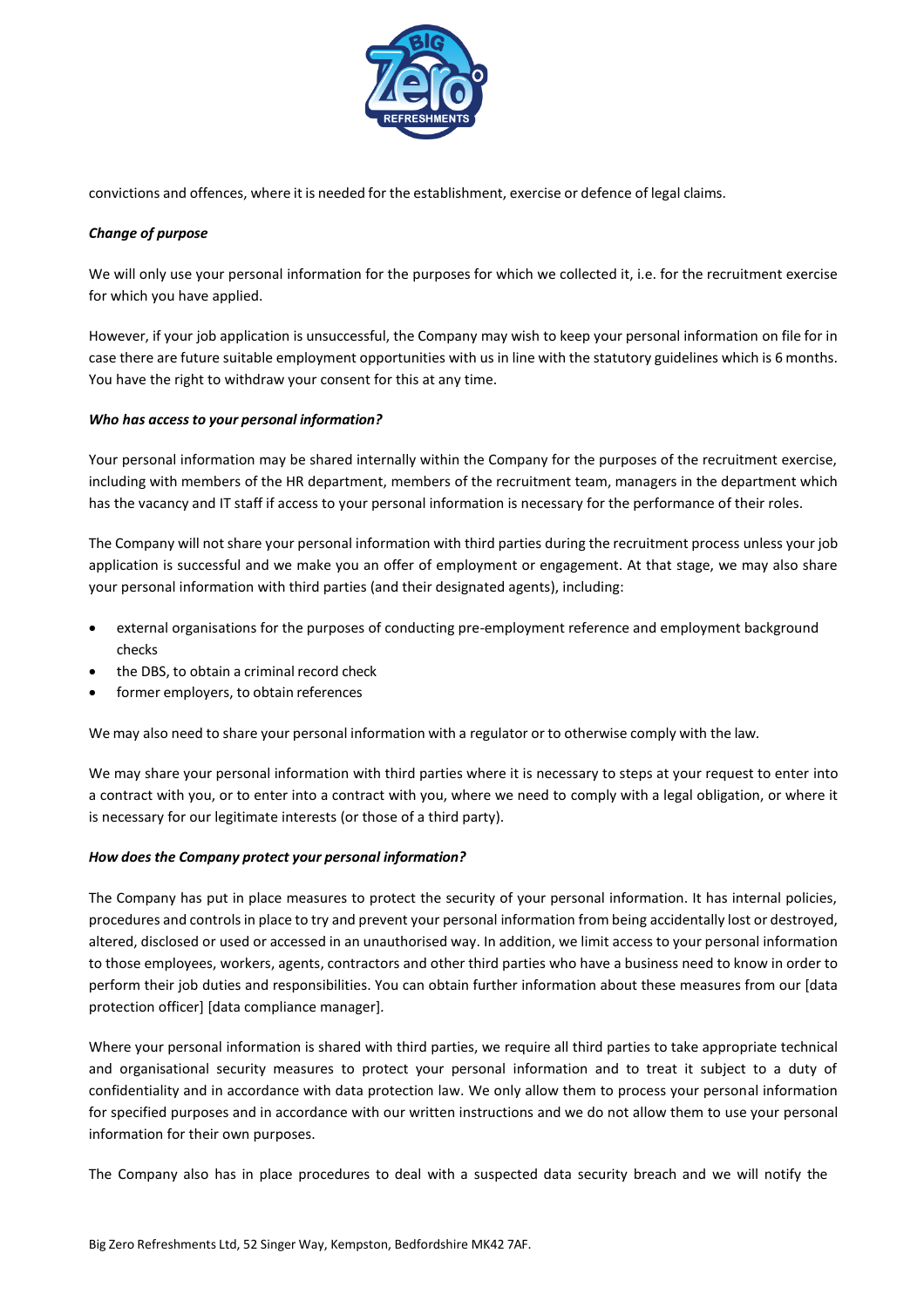convictions and offences, where it is needed for the establishment, exercise or defence of legal claims.

***Change of purpose***

We will only use your personal information for the purposes for which we collected it, i.e. for the recruitment exercise for which you have applied.

However, if your job application is unsuccessful, the Company may wish to keep your personal information on file for in case there are future suitable employment opportunities with us in line with the statutory guidelines which is 6 months. You have the right to withdraw your consent for this at any time.

***Who has access to your personal information?***

Your personal information may be shared internally within the Company for the purposes of the recruitment exercise, including with members of the HR department, members of the recruitment team, managers in the department which has the vacancy and IT staff if access to your personal information is necessary for the performance of their roles.

The Company will not share your personal information with third parties during the recruitment process unless your job application is successful and we make you an offer of employment or engagement. At that stage, we may also share your personal information with third parties (and their designated agents), including:

- external organisations for the purposes of conducting pre-employment reference and employment background checks
- the DBS, to obtain a criminal record check
- former employers, to obtain references

We may also need to share your personal information with a regulator or to otherwise comply with the law.

We may share your personal information with third parties where it is necessary to steps at your request to enter into a contract with you, or to enter into a contract with you, where we need to comply with a legal obligation, or where it is necessary for our legitimate interests (or those of a third party).

***How does the Company protect your personal information?***

The Company has put in place measures to protect the security of your personal information. It has internal policies, procedures and controls in place to try and prevent your personal information from being accidentally lost or destroyed, altered, disclosed or used or accessed in an unauthorised way. In addition, we limit access to your personal information to those employees, workers, agents, contractors and other third parties who have a business need to know in order to perform their job duties and responsibilities. You can obtain further information about these measures from our [data protection officer] [data compliance manager].

Where your personal information is shared with third parties, we require all third parties to take appropriate technical and organisational security measures to protect your personal information and to treat it subject to a duty of confidentiality and in accordance with data protection law. We only allow them to process your personal information for specified purposes and in accordance with our written instructions and we do not allow them to use your personal information for their own purposes.

The Company also has in place procedures to deal with a suspected data security breach and we will notify the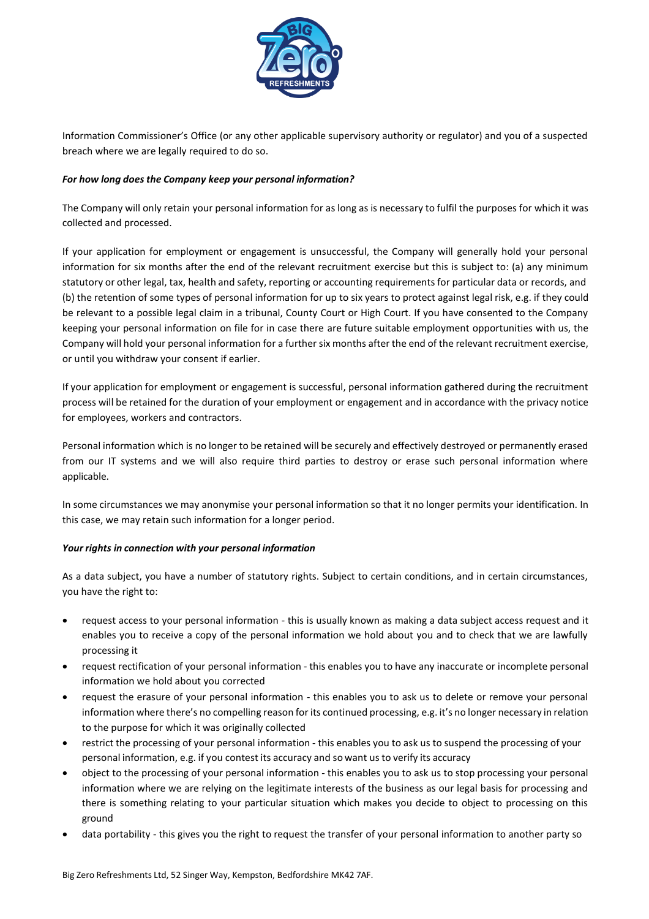Information Commissioner's Office (or any other applicable supervisory authority or regulator) and you of a suspected breach where we are legally required to do so.

***For how long does the Company keep your personal information?***

The Company will only retain your personal information for as long as is necessary to fulfil the purposes for which it was collected and processed.

If your application for employment or engagement is unsuccessful, the Company will generally hold your personal information for six months after the end of the relevant recruitment exercise but this is subject to: (a) any minimum statutory or other legal, tax, health and safety, reporting or accounting requirements for particular data or records, and (b) the retention of some types of personal information for up to six years to protect against legal risk, e.g. if they could be relevant to a possible legal claim in a tribunal, County Court or High Court. If you have consented to the Company keeping your personal information on file for in case there are future suitable employment opportunities with us, the Company will hold your personal information for a further six months after the end of the relevant recruitment exercise, or until you withdraw your consent if earlier.

If your application for employment or engagement is successful, personal information gathered during the recruitment process will be retained for the duration of your employment or engagement and in accordance with the privacy notice for employees, workers and contractors.

Personal information which is no longer to be retained will be securely and effectively destroyed or permanently erased from our IT systems and we will also require third parties to destroy or erase such personal information where applicable.

In some circumstances we may anonymise your personal information so that it no longer permits your identification. In this case, we may retain such information for a longer period.

***Your rights in connection with your personal information***

As a data subject, you have a number of statutory rights. Subject to certain conditions, and in certain circumstances, you have the right to:

- request access to your personal information - this is usually known as making a data subject access request and it enables you to receive a copy of the personal information we hold about you and to check that we are lawfully processing it
- request rectification of your personal information - this enables you to have any inaccurate or incomplete personal information we hold about you corrected
- request the erasure of your personal information - this enables you to ask us to delete or remove your personal information where there's no compelling reason for its continued processing, e.g. it's no longer necessary in relation to the purpose for which it was originally collected
- restrict the processing of your personal information - this enables you to ask us to suspend the processing of your personal information, e.g. if you contest its accuracy and so want us to verify its accuracy
- object to the processing of your personal information - this enables you to ask us to stop processing your personal information where we are relying on the legitimate interests of the business as our legal basis for processing and there is something relating to your particular situation which makes you decide to object to processing on this ground
- data portability - this gives you the right to request the transfer of your personal information to another party so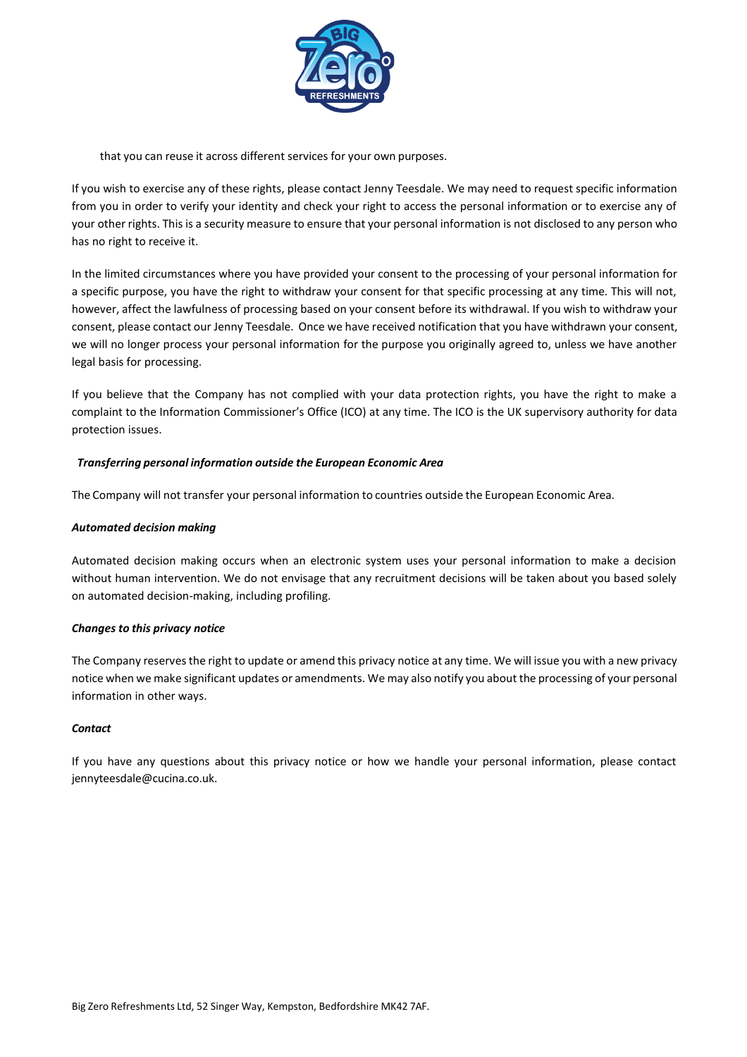that you can reuse it across different services for your own purposes.

If you wish to exercise any of these rights, please contact Jenny Teesdale. We may need to request specific information from you in order to verify your identity and check your right to access the personal information or to exercise any of your other rights. This is a security measure to ensure that your personal information is not disclosed to any person who has no right to receive it.

In the limited circumstances where you have provided your consent to the processing of your personal information for a specific purpose, you have the right to withdraw your consent for that specific processing at any time. This will not, however, affect the lawfulness of processing based on your consent before its withdrawal. If you wish to withdraw your consent, please contact our Jenny Teesdale. Once we have received notification that you have withdrawn your consent, we will no longer process your personal information for the purpose you originally agreed to, unless we have another legal basis for processing.

If you believe that the Company has not complied with your data protection rights, you have the right to make a complaint to the Information Commissioner's Office (ICO) at any time. The ICO is the UK supervisory authority for data protection issues.

***Transferring personal information outside the European Economic Area***

The Company will not transfer your personal information to countries outside the European Economic Area.

***Automated decision making***

Automated decision making occurs when an electronic system uses your personal information to make a decision without human intervention. We do not envisage that any recruitment decisions will be taken about you based solely on automated decision-making, including profiling.

***Changes to this privacy notice***

The Company reserves the right to update or amend this privacy notice at any time. We will issue you with a new privacy notice when we make significant updates or amendments. We may also notify you about the processing of your personal information in other ways.

***Contact***

If you have any questions about this privacy notice or how we handle your personal information, please contact jennyteesdale@cucina.co.uk.